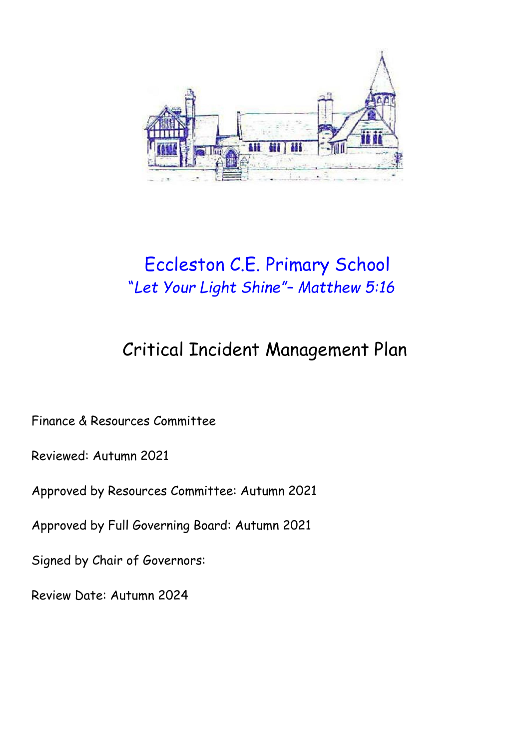# Eccleston C.E. Primary School

*"Let Your Light Shine"– Matthew 5:16*

## Critical Incident Management Plan

Finance & Resources Committee

Reviewed: Autumn 2021

Approved by Resources Committee: Autumn 2021

Approved by Full Governing Board: Autumn 2021

Signed by Chair of Governors:

Review Date: Autumn 2024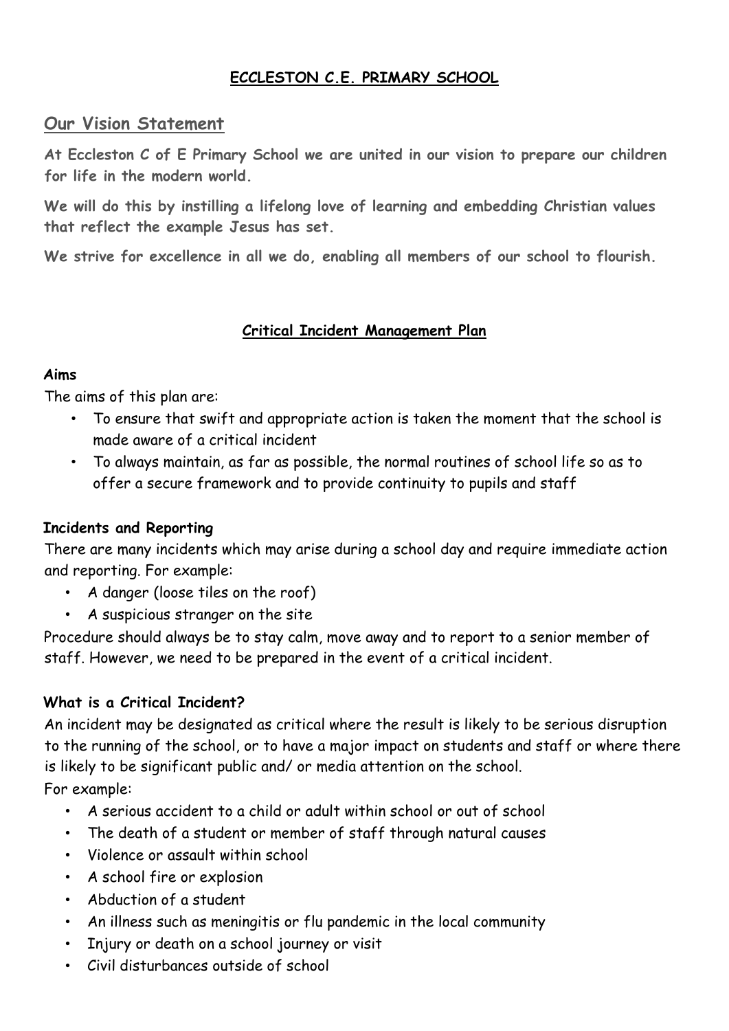# ECCLESTON C.E. PRIMARY SCHOOL

## Our Vision Statement

**At Eccleston C of E Primary School we are united in our vision to prepare our children for life in the modern world.**

**We will do this by instilling a lifelong love of learning and embedding Christian values that reflect the example Jesus has set.**

**We strive for excellence in all we do, enabling all members of our school to flourish.**

## Critical Incident Management Plan

### Aims

The aims of this plan are:

- To ensure that swift and appropriate action is taken the moment that the school is made aware of a critical incident
- To always maintain, as far as possible, the normal routines of school life so as to offer a secure framework and to provide continuity to pupils and staff

### Incidents and Reporting

There are many incidents which may arise during a school day and require immediate action and reporting. For example:

- A danger (loose tiles on the roof)
- A suspicious stranger on the site

Procedure should always be to stay calm, move away and to report to a senior member of staff. However, we need to be prepared in the event of a critical incident.

### What is a Critical Incident?

An incident may be designated as critical where the result is likely to be serious disruption to the running of the school, or to have a major impact on students and staff or where there is likely to be significant public and/ or media attention on the school.

For example:

- A serious accident to a child or adult within school or out of school
- The death of a student or member of staff through natural causes
- Violence or assault within school
- A school fire or explosion
- Abduction of a student
- An illness such as meningitis or flu pandemic in the local community
- Injury or death on a school journey or visit
- Civil disturbances outside of school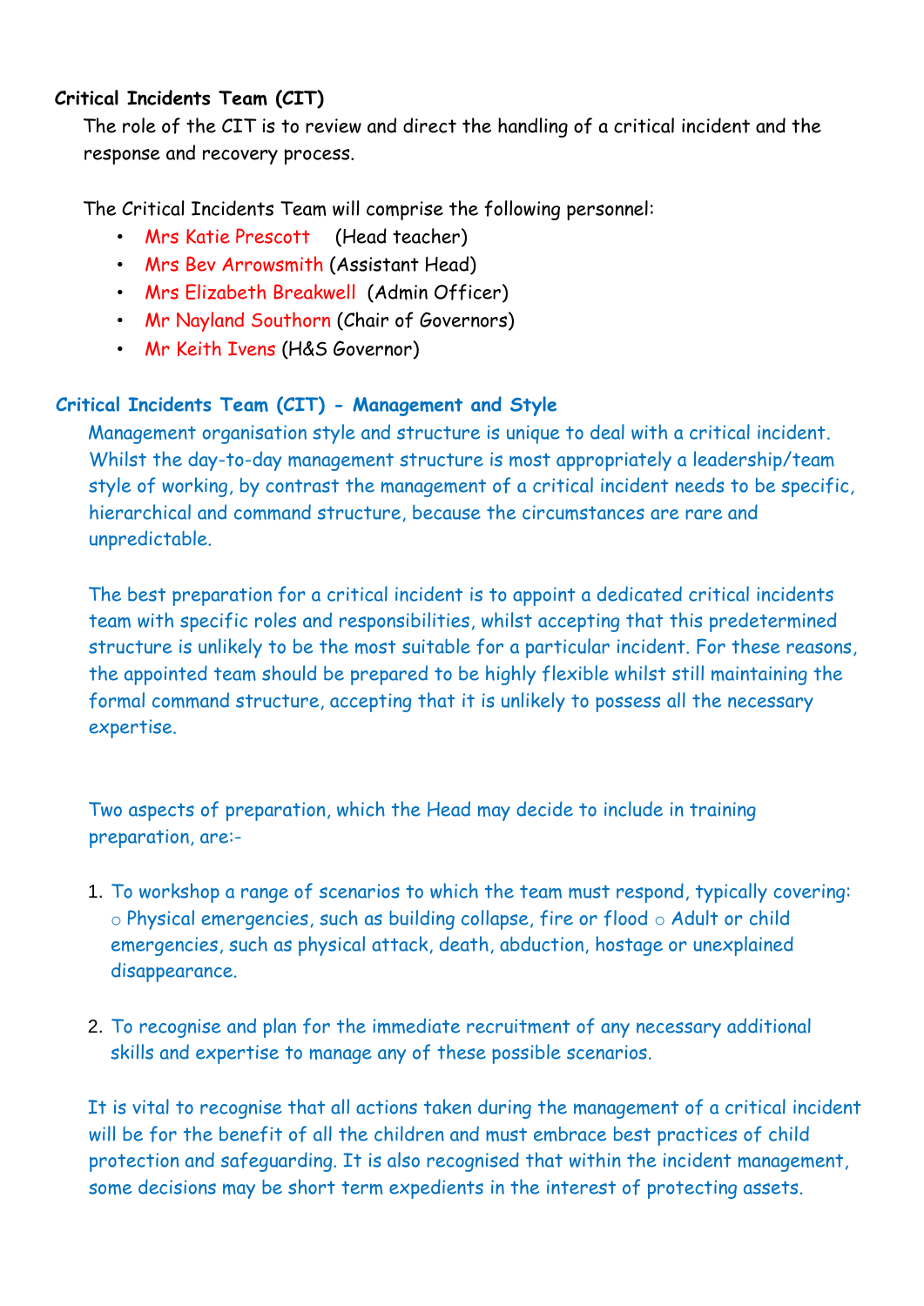**Critical Incidents Team (CIT)**

The role of the CIT is to review and direct the handling of a critical incident and the response and recovery process.

The Critical Incidents Team will comprise the following personnel:

- Mrs Katie Prescott (Head teacher)
- Mrs Bev Arrowsmith (Assistant Head)
- Mrs Elizabeth Breakwell (Admin Officer)
- Mr Nayland Southorn (Chair of Governors)
- Mr Keith Ivens (H&S Governor)

**Critical Incidents Team (CIT) - Management and Style**

Management organisation style and structure is unique to deal with a critical incident. Whilst the day-to-day management structure is most appropriately a leadership/team style of working, by contrast the management of a critical incident needs to be specific, hierarchical and command structure, because the circumstances are rare and unpredictable.

The best preparation for a critical incident is to appoint a dedicated critical incidents team with specific roles and responsibilities, whilst accepting that this predetermined structure is unlikely to be the most suitable for a particular incident. For these reasons, the appointed team should be prepared to be highly flexible whilst still maintaining the formal command structure, accepting that it is unlikely to possess all the necessary expertise.

Two aspects of preparation, which the Head may decide to include in training preparation, are:-

1. To workshop a range of scenarios to which the team must respond, typically covering: ○ Physical emergencies, such as building collapse, fire or flood ○ Adult or child emergencies, such as physical attack, death, abduction, hostage or unexplained disappearance.

2. To recognise and plan for the immediate recruitment of any necessary additional skills and expertise to manage any of these possible scenarios.

It is vital to recognise that all actions taken during the management of a critical incident will be for the benefit of all the children and must embrace best practices of child protection and safeguarding. It is also recognised that within the incident management, some decisions may be short term expedients in the interest of protecting assets.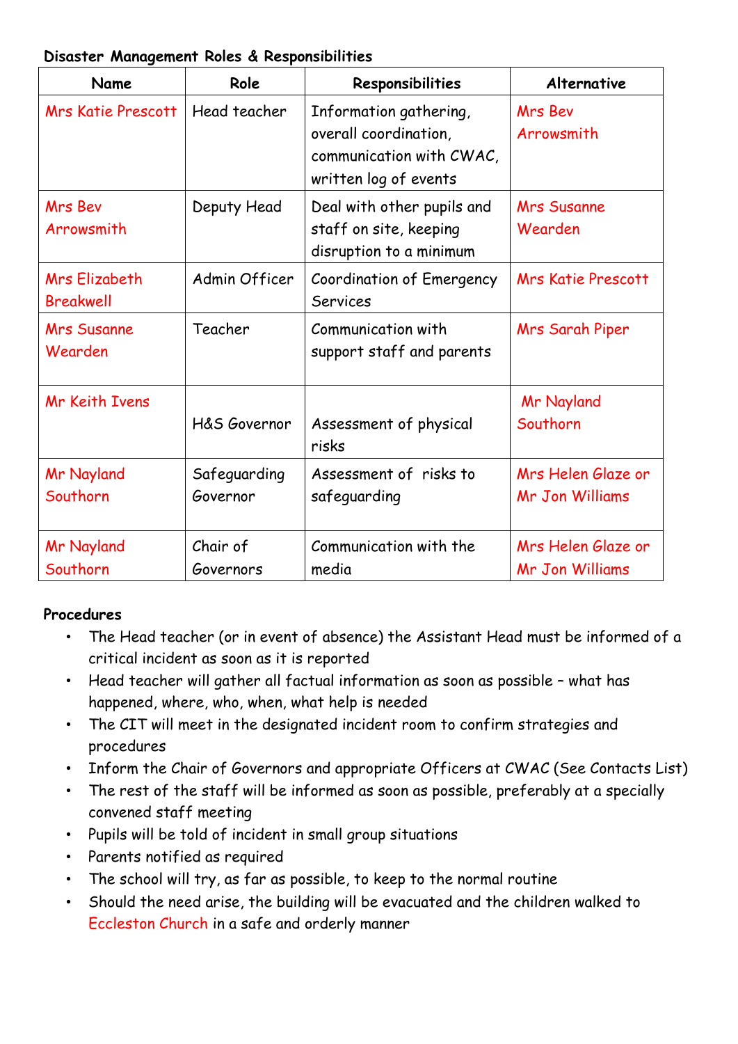**Disaster Management Roles & Responsibilities**

| Name | Role | Responsibilities | Alternative |
|---|---|---|---|
| Mrs Katie Prescott | Head teacher | Information gathering, overall coordination, communication with CWAC, written log of events | Mrs Bev Arrowsmith |
| Mrs Bev Arrowsmith | Deputy Head | Deal with other pupils and staff on site, keeping disruption to a minimum | Mrs Susanne Wearden |
| Mrs Elizabeth Breakwell | Admin Officer | Coordination of Emergency Services | Mrs Katie Prescott |
| Mrs Susanne Wearden | Teacher | Communication with support staff and parents | Mrs Sarah Piper |
| Mr Keith Ivens | H&S Governor | Assessment of physical risks | Mr Nayland Southorn |
| Mr Nayland Southorn | Safeguarding Governor | Assessment of risks to safeguarding | Mrs Helen Glaze or Mr Jon Williams |
| Mr Nayland Southorn | Chair of Governors | Communication with the media | Mrs Helen Glaze or Mr Jon Williams |

**Procedures**

- The Head teacher (or in event of absence) the Assistant Head must be informed of a critical incident as soon as it is reported
- Head teacher will gather all factual information as soon as possible – what has happened, where, who, when, what help is needed
- The CIT will meet in the designated incident room to confirm strategies and procedures
- Inform the Chair of Governors and appropriate Officers at CWAC (See Contacts List)
- The rest of the staff will be informed as soon as possible, preferably at a specially convened staff meeting
- Pupils will be told of incident in small group situations
- Parents notified as required
- The school will try, as far as possible, to keep to the normal routine
- Should the need arise, the building will be evacuated and the children walked to Eccleston Church in a safe and orderly manner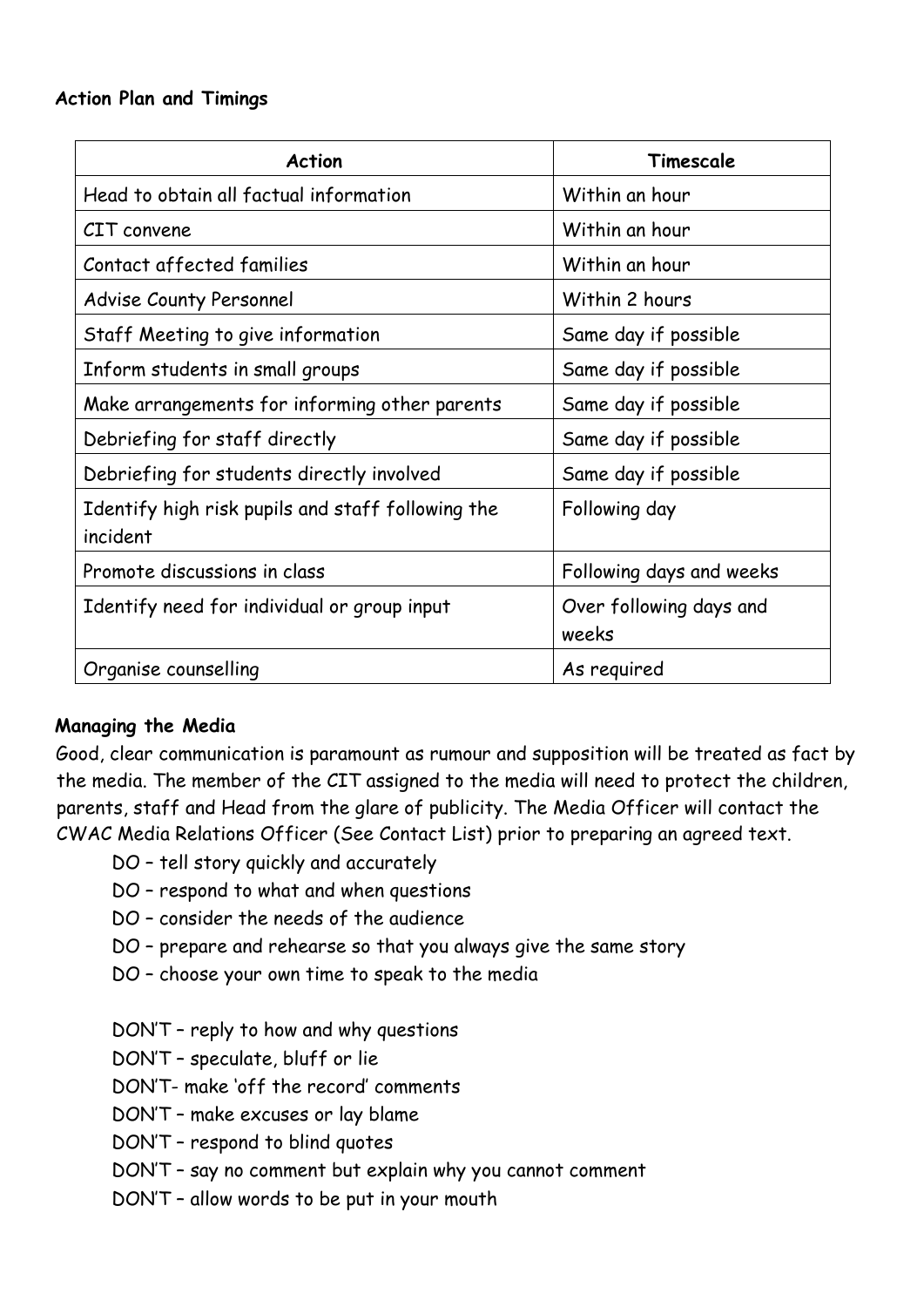**Action Plan and Timings**

| Action | Timescale |
|---|---|
| Head to obtain all factual information | Within an hour |
| CIT convene | Within an hour |
| Contact affected families | Within an hour |
| Advise County Personnel | Within 2 hours |
| Staff Meeting to give information | Same day if possible |
| Inform students in small groups | Same day if possible |
| Make arrangements for informing other parents | Same day if possible |
| Debriefing for staff directly | Same day if possible |
| Debriefing for students directly involved | Same day if possible |
| Identify high risk pupils and staff following the incident | Following day |
| Promote discussions in class | Following days and weeks |
| Identify need for individual or group input | Over following days and weeks |
| Organise counselling | As required |

**Managing the Media**

Good, clear communication is paramount as rumour and supposition will be treated as fact by the media. The member of the CIT assigned to the media will need to protect the children, parents, staff and Head from the glare of publicity. The Media Officer will contact the CWAC Media Relations Officer (See Contact List) prior to preparing an agreed text.

- DO – tell story quickly and accurately
- DO – respond to what and when questions
- DO – consider the needs of the audience
- DO – prepare and rehearse so that you always give the same story
- DO – choose your own time to speak to the media

- DON'T – reply to how and why questions
- DON'T – speculate, bluff or lie
- DON'T- make 'off the record' comments
- DON'T – make excuses or lay blame
- DON'T – respond to blind quotes
- DON'T – say no comment but explain why you cannot comment
- DON'T – allow words to be put in your mouth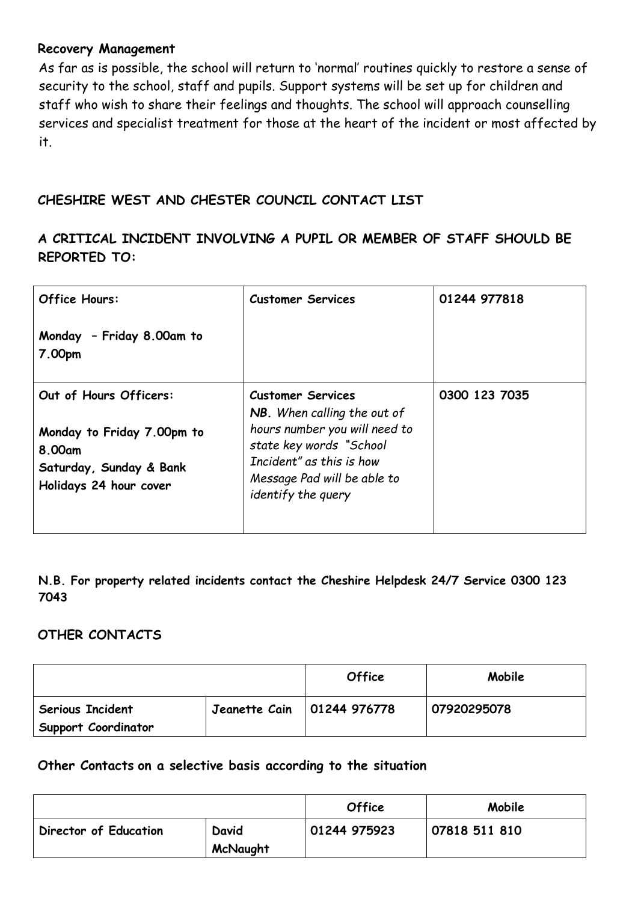**Recovery Management**

As far as is possible, the school will return to 'normal' routines quickly to restore a sense of security to the school, staff and pupils. Support systems will be set up for children and staff who wish to share their feelings and thoughts. The school will approach counselling services and specialist treatment for those at the heart of the incident or most affected by it.

## CHESHIRE WEST AND CHESTER COUNCIL CONTACT LIST

## A CRITICAL INCIDENT INVOLVING A PUPIL OR MEMBER OF STAFF SHOULD BE REPORTED TO:

| | | |
|---|---|---|
| **Office Hours:**<br><br>**Monday – Friday 8.00am to 7.00pm** | **Customer Services** | **01244 977818** |
| **Out of Hours Officers:**<br><br>**Monday to Friday 7.00pm to 8.00am**<br>**Saturday, Sunday & Bank Holidays 24 hour cover** | **Customer Services**<br>***NB.*** *When calling the out of hours number you will need to state key words "School Incident" as this is how Message Pad will be able to identify the query* | **0300 123 7035** |

**N.B. For property related incidents contact the Cheshire Helpdesk 24/7 Service 0300 123 7043**

## OTHER CONTACTS

| | | Office | Mobile |
|---|---|---|---|
| **Serious Incident Support Coordinator** | **Jeanette Cain** | **01244 976778** | **07920295078** |

### Other Contacts on a selective basis according to the situation

| | | Office | Mobile |
|---|---|---|---|
| **Director of Education** | **David McNaught** | **01244 975923** | **07818 511 810** |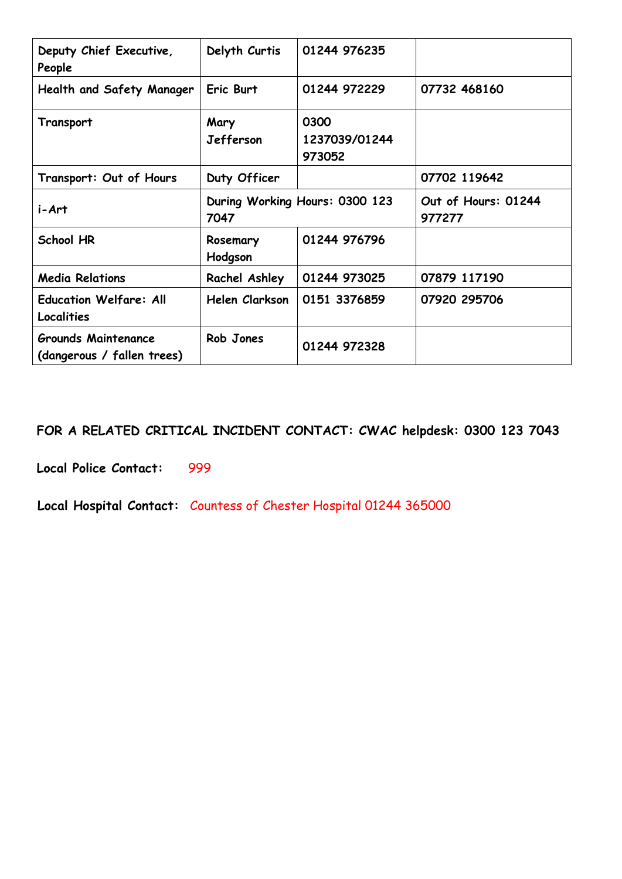| | | | |
|---|---|---|---|
| Deputy Chief Executive, People | Delyth Curtis | 01244 976235 | |
| Health and Safety Manager | Eric Burt | 01244 972229 | 07732 468160 |
| Transport | Mary Jefferson | 0300 1237039/01244 973052 | |
| Transport: Out of Hours | Duty Officer | | 07702 119642 |
| i-Art | During Working Hours: 0300 123 7047 | | Out of Hours: 01244 977277 |
| School HR | Rosemary Hodgson | 01244 976796 | |
| Media Relations | Rachel Ashley | 01244 973025 | 07879 117190 |
| Education Welfare: All Localities | Helen Clarkson | 0151 3376859 | 07920 295706 |
| Grounds Maintenance (dangerous / fallen trees) | Rob Jones | 01244 972328 | |

**FOR A RELATED CRITICAL INCIDENT CONTACT: CWAC helpdesk: 0300 123 7043**

**Local Police Contact:** 999

**Local Hospital Contact:** Countess of Chester Hospital 01244 365000